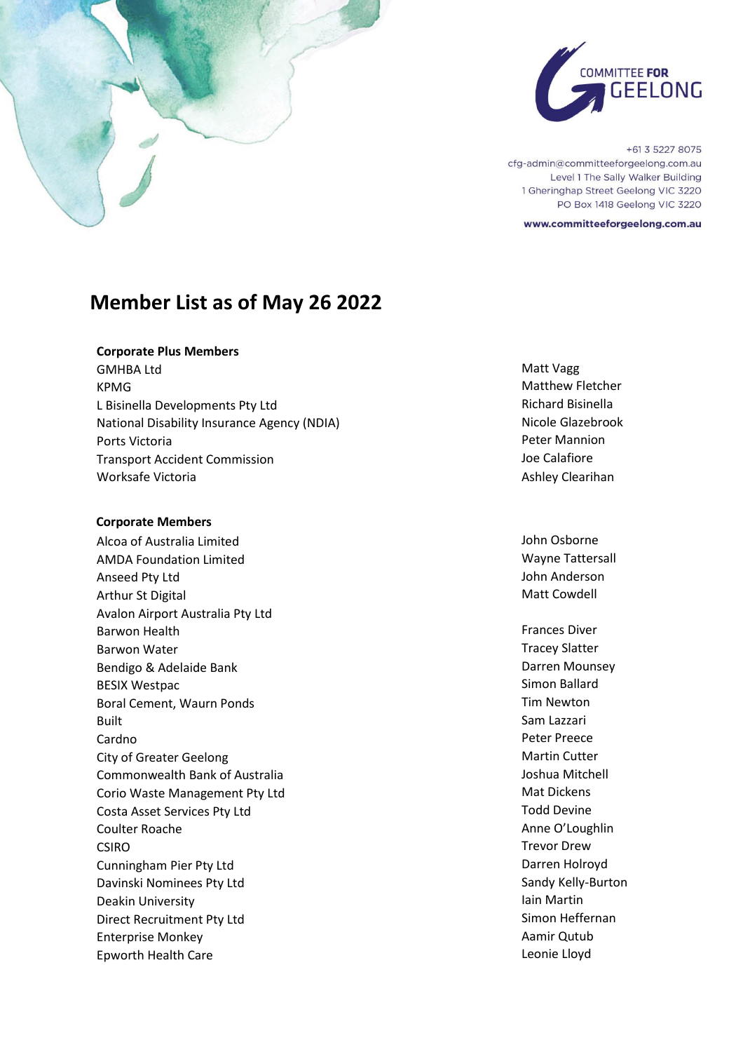COMMITTEE FOR GEELONG

+61 3 5227 8075
cfg-admin@committeeforgeelong.com.au
Level 1 The Sally Walker Building
1 Gheringhap Street Geelong VIC 3220
PO Box 1418 Geelong VIC 3220

**www.committeeforgeelong.com.au**

# Member List as of May 26 2022

### Corporate Plus Members

| Member | Contact |
|---|---|
| GMHBA Ltd | Matt Vagg |
| KPMG | Matthew Fletcher |
| L Bisinella Developments Pty Ltd | Richard Bisinella |
| National Disability Insurance Agency (NDIA) | Nicole Glazebrook |
| Ports Victoria | Peter Mannion |
| Transport Accident Commission | Joe Calafiore |
| Worksafe Victoria | Ashley Clearihan |

### Corporate Members

| Member | Contact |
|---|---|
| Alcoa of Australia Limited | John Osborne |
| AMDA Foundation Limited | Wayne Tattersall |
| Anseed Pty Ltd | John Anderson |
| Arthur St Digital | Matt Cowdell |
| Avalon Airport Australia Pty Ltd | |
| Barwon Health | Frances Diver |
| Barwon Water | Tracey Slatter |
| Bendigo & Adelaide Bank | Darren Mounsey |
| BESIX Westpac | Simon Ballard |
| Boral Cement, Waurn Ponds | Tim Newton |
| Built | Sam Lazzari |
| Cardno | Peter Preece |
| City of Greater Geelong | Martin Cutter |
| Commonwealth Bank of Australia | Joshua Mitchell |
| Corio Waste Management Pty Ltd | Mat Dickens |
| Costa Asset Services Pty Ltd | Todd Devine |
| Coulter Roache | Anne O'Loughlin |
| CSIRO | Trevor Drew |
| Cunningham Pier Pty Ltd | Darren Holroyd |
| Davinski Nominees Pty Ltd | Sandy Kelly-Burton |
| Deakin University | Iain Martin |
| Direct Recruitment Pty Ltd | Simon Heffernan |
| Enterprise Monkey | Aamir Qutub |
| Epworth Health Care | Leonie Lloyd |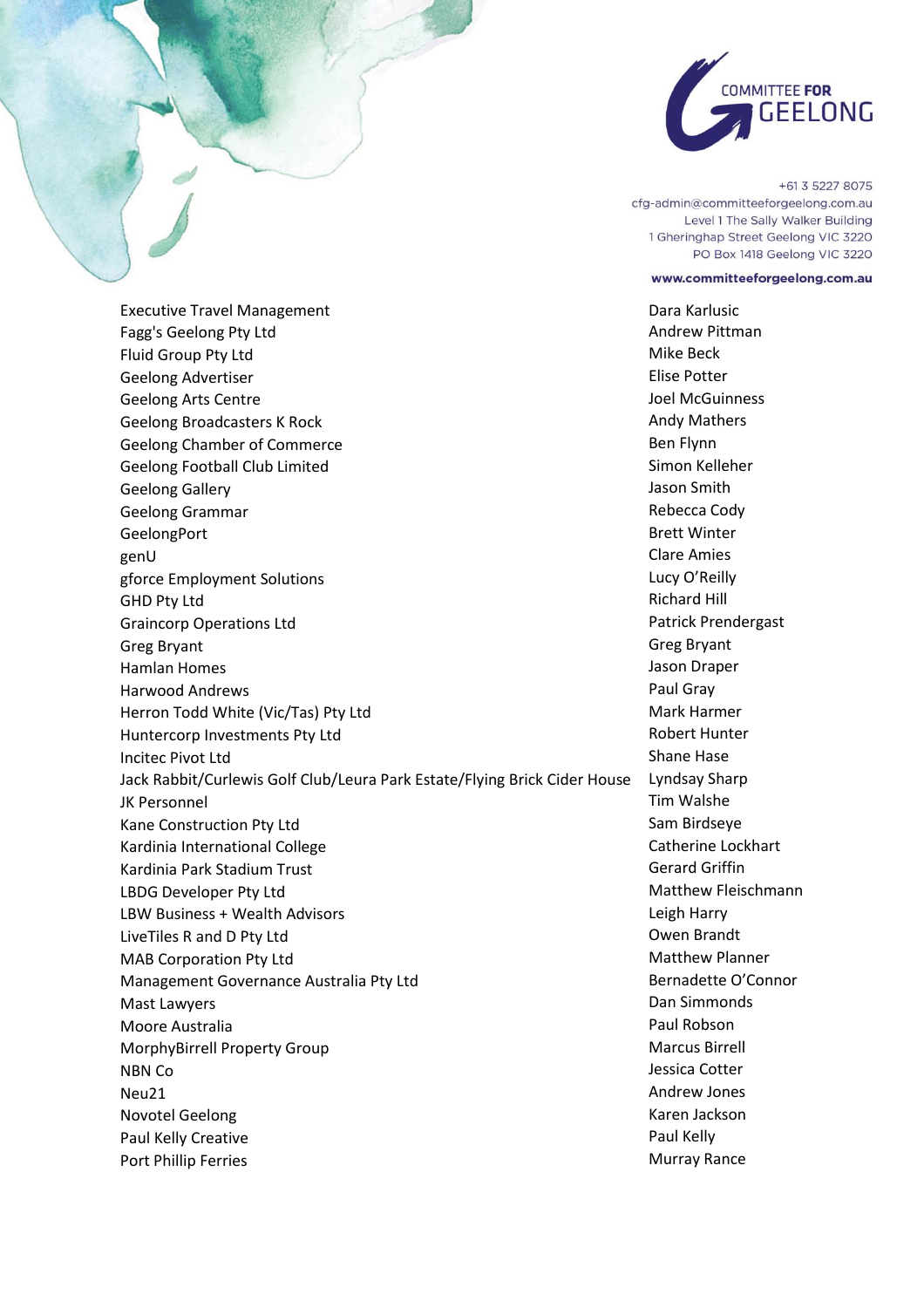| | |
|---|---|
| Executive Travel Management | Dara Karlusic |
| Fagg's Geelong Pty Ltd | Andrew Pittman |
| Fluid Group Pty Ltd | Mike Beck |
| Geelong Advertiser | Elise Potter |
| Geelong Arts Centre | Joel McGuinness |
| Geelong Broadcasters K Rock | Andy Mathers |
| Geelong Chamber of Commerce | Ben Flynn |
| Geelong Football Club Limited | Simon Kelleher |
| Geelong Gallery | Jason Smith |
| Geelong Grammar | Rebecca Cody |
| GeelongPort | Brett Winter |
| genU | Clare Amies |
| gforce Employment Solutions | Lucy O'Reilly |
| GHD Pty Ltd | Richard Hill |
| Graincorp Operations Ltd | Patrick Prendergast |
| Greg Bryant | Greg Bryant |
| Hamlan Homes | Jason Draper |
| Harwood Andrews | Paul Gray |
| Herron Todd White (Vic/Tas) Pty Ltd | Mark Harmer |
| Huntercorp Investments Pty Ltd | Robert Hunter |
| Incitec Pivot Ltd | Shane Hase |
| Jack Rabbit/Curlewis Golf Club/Leura Park Estate/Flying Brick Cider House | Lyndsay Sharp |
| JK Personnel | Tim Walshe |
| Kane Construction Pty Ltd | Sam Birdseye |
| Kardinia International College | Catherine Lockhart |
| Kardinia Park Stadium Trust | Gerard Griffin |
| LBDG Developer Pty Ltd | Matthew Fleischmann |
| LBW Business + Wealth Advisors | Leigh Harry |
| LiveTiles R and D Pty Ltd | Owen Brandt |
| MAB Corporation Pty Ltd | Matthew Planner |
| Management Governance Australia Pty Ltd | Bernadette O'Connor |
| Mast Lawyers | Dan Simmonds |
| Moore Australia | Paul Robson |
| MorphyBirrell Property Group | Marcus Birrell |
| NBN Co | Jessica Cotter |
| Neu21 | Andrew Jones |
| Novotel Geelong | Karen Jackson |
| Paul Kelly Creative | Paul Kelly |
| Port Phillip Ferries | Murray Rance |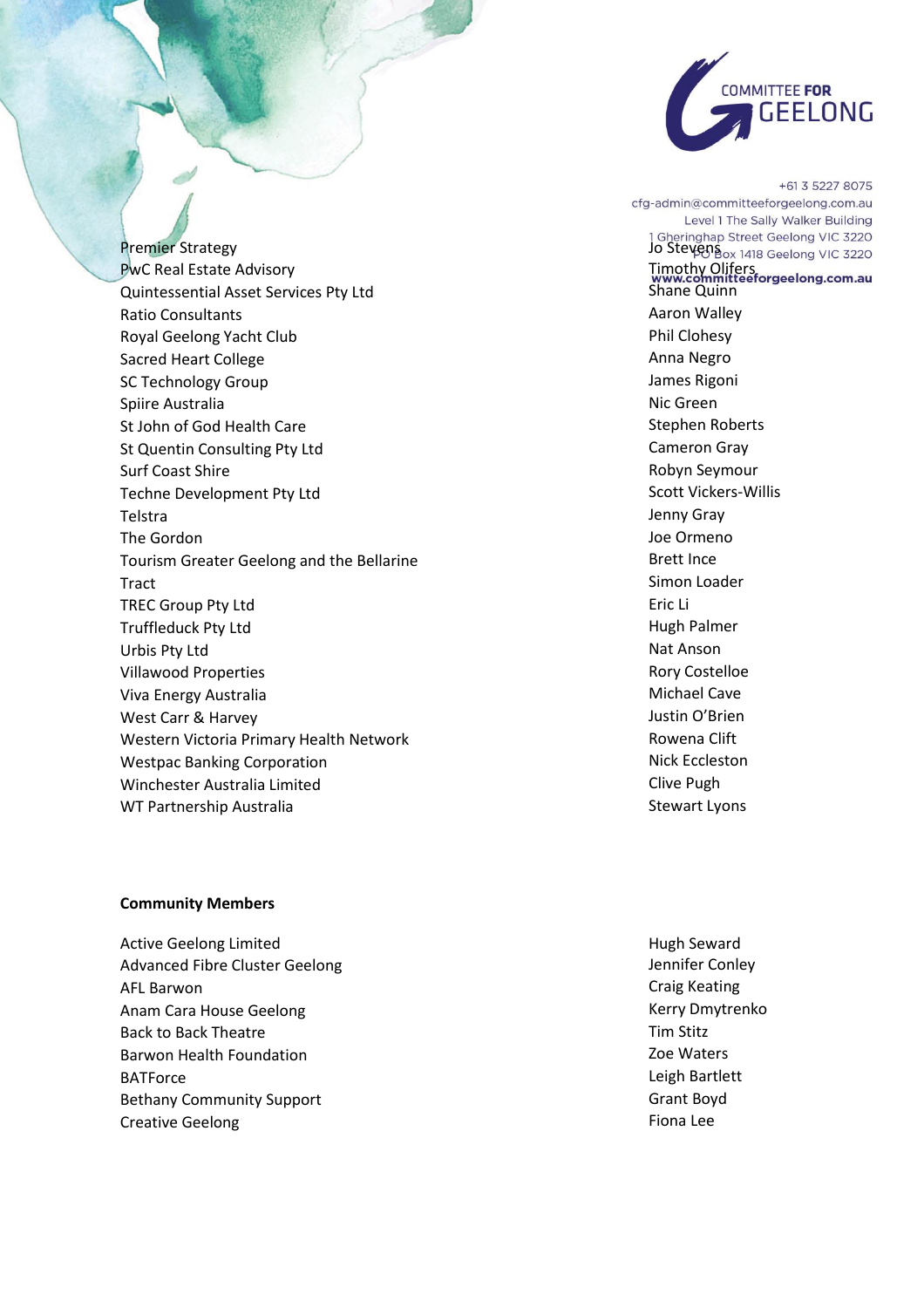| | |
|---|---|
| Premier Strategy | Jo Stevens |
| PwC Real Estate Advisory | Timothy Olifers |
| Quintessential Asset Services Pty Ltd | Shane Quinn |
| Ratio Consultants | Aaron Walley |
| Royal Geelong Yacht Club | Phil Clohesy |
| Sacred Heart College | Anna Negro |
| SC Technology Group | James Rigoni |
| Spiire Australia | Nic Green |
| St John of God Health Care | Stephen Roberts |
| St Quentin Consulting Pty Ltd | Cameron Gray |
| Surf Coast Shire | Robyn Seymour |
| Techne Development Pty Ltd | Scott Vickers-Willis |
| Telstra | Jenny Gray |
| The Gordon | Joe Ormeno |
| Tourism Greater Geelong and the Bellarine | Brett Ince |
| Tract | Simon Loader |
| TREC Group Pty Ltd | Eric Li |
| Truffleduck Pty Ltd | Hugh Palmer |
| Urbis Pty Ltd | Nat Anson |
| Villawood Properties | Rory Costelloe |
| Viva Energy Australia | Michael Cave |
| West Carr & Harvey | Justin O'Brien |
| Western Victoria Primary Health Network | Rowena Clift |
| Westpac Banking Corporation | Nick Eccleston |
| Winchester Australia Limited | Clive Pugh |
| WT Partnership Australia | Stewart Lyons |

**Community Members**

| | |
|---|---|
| Active Geelong Limited | Hugh Seward |
| Advanced Fibre Cluster Geelong | Jennifer Conley |
| AFL Barwon | Craig Keating |
| Anam Cara House Geelong | Kerry Dmytrenko |
| Back to Back Theatre | Tim Stitz |
| Barwon Health Foundation | Zoe Waters |
| BATForce | Leigh Bartlett |
| Bethany Community Support | Grant Boyd |
| Creative Geelong | Fiona Lee |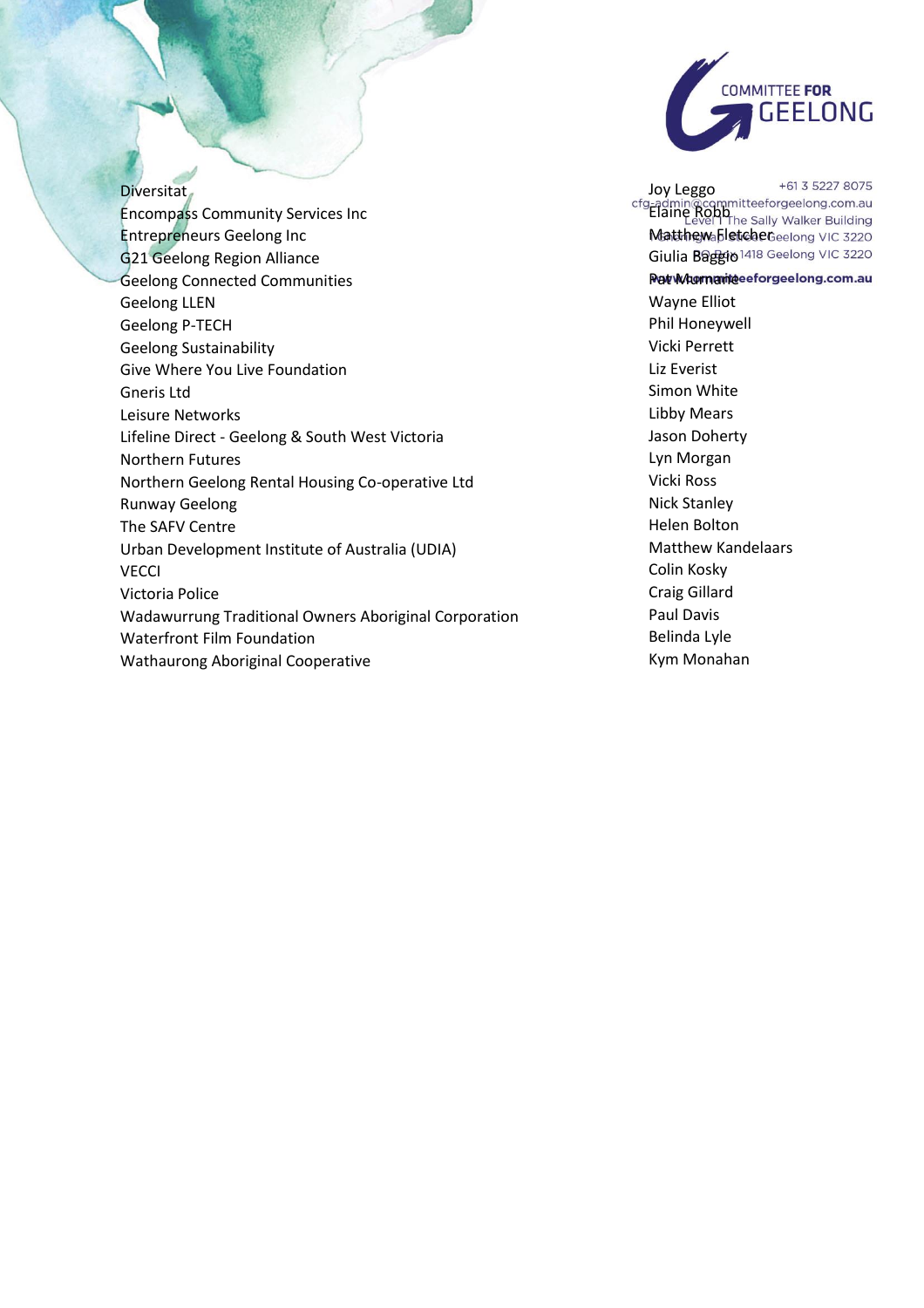| | |
|---|---|
| Diversitat | Joy Leggo |
| Encompass Community Services Inc | Elaine Robb |
| Entrepreneurs Geelong Inc | Matthew Fletcher |
| G21 Geelong Region Alliance | Giulia Baggio |
| Geelong Connected Communities | Pat Murnane |
| Geelong LLEN | Wayne Elliot |
| Geelong P-TECH | Phil Honeywell |
| Geelong Sustainability | Vicki Perrett |
| Give Where You Live Foundation | Liz Everist |
| Gneris Ltd | Simon White |
| Leisure Networks | Libby Mears |
| Lifeline Direct - Geelong & South West Victoria | Jason Doherty |
| Northern Futures | Lyn Morgan |
| Northern Geelong Rental Housing Co-operative Ltd | Vicki Ross |
| Runway Geelong | Nick Stanley |
| The SAFV Centre | Helen Bolton |
| Urban Development Institute of Australia (UDIA) | Matthew Kandelaars |
| VECCI | Colin Kosky |
| Victoria Police | Craig Gillard |
| Wadawurrung Traditional Owners Aboriginal Corporation | Paul Davis |
| Waterfront Film Foundation | Belinda Lyle |
| Wathaurong Aboriginal Cooperative | Kym Monahan |